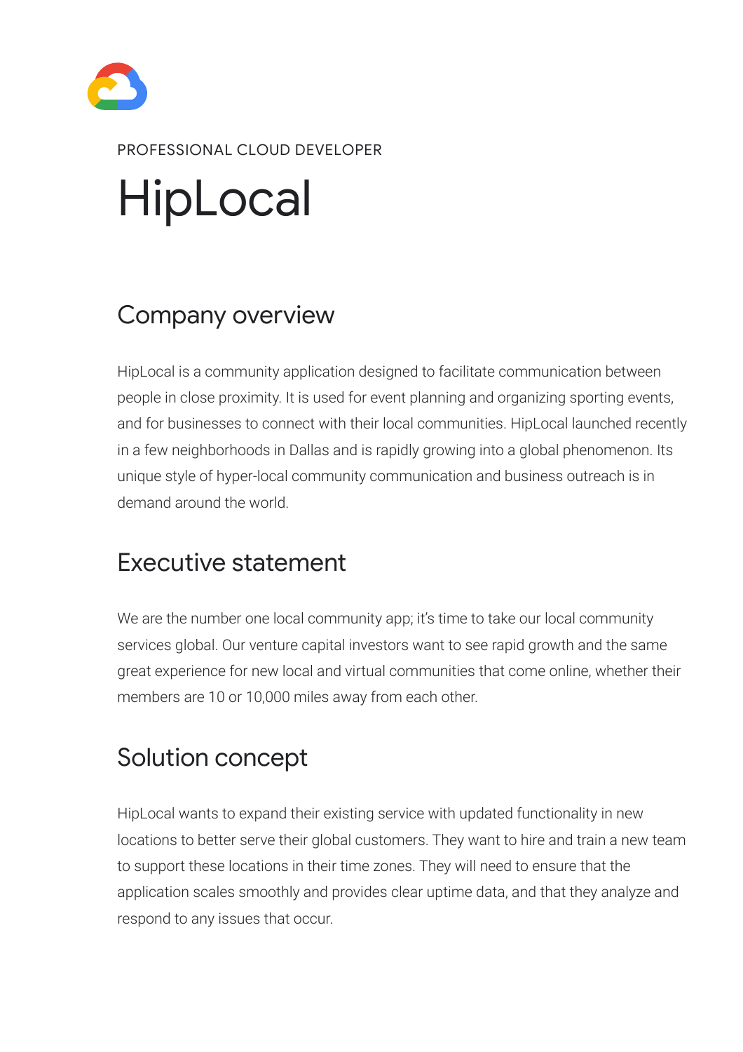PROFESSIONAL CLOUD DEVELOPER

# HipLocal

## Company overview

HipLocal is a community application designed to facilitate communication between people in close proximity. It is used for event planning and organizing sporting events, and for businesses to connect with their local communities. HipLocal launched recently in a few neighborhoods in Dallas and is rapidly growing into a global phenomenon. Its unique style of hyper-local community communication and business outreach is in demand around the world.

## Executive statement

We are the number one local community app; it's time to take our local community services global. Our venture capital investors want to see rapid growth and the same great experience for new local and virtual communities that come online, whether their members are 10 or 10,000 miles away from each other.

## Solution concept

HipLocal wants to expand their existing service with updated functionality in new locations to better serve their global customers. They want to hire and train a new team to support these locations in their time zones. They will need to ensure that the application scales smoothly and provides clear uptime data, and that they analyze and respond to any issues that occur.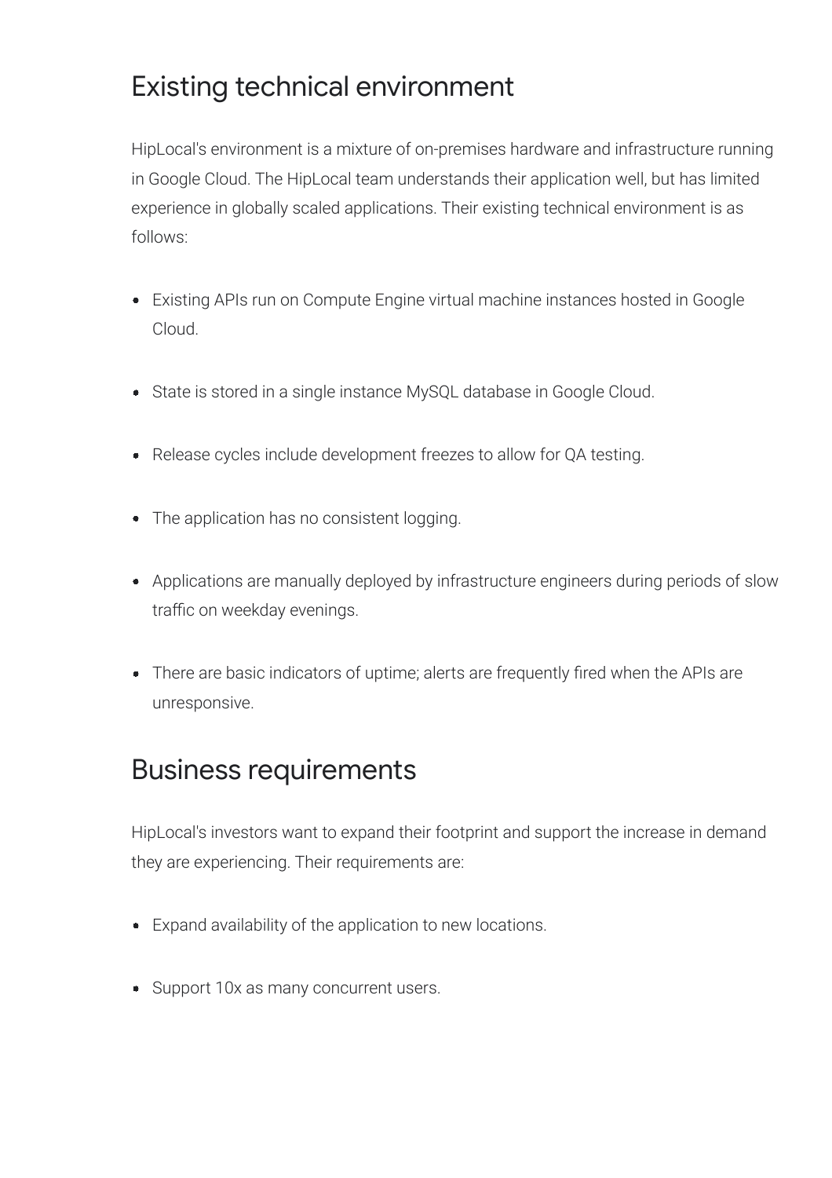## Existing technical environment

HipLocal's environment is a mixture of on-premises hardware and infrastructure running in Google Cloud. The HipLocal team understands their application well, but has limited experience in globally scaled applications. Their existing technical environment is as follows:

- Existing APIs run on Compute Engine virtual machine instances hosted in Google Cloud.
- State is stored in a single instance MySQL database in Google Cloud.
- Release cycles include development freezes to allow for QA testing.
- The application has no consistent logging.
- Applications are manually deployed by infrastructure engineers during periods of slow traffic on weekday evenings.
- There are basic indicators of uptime; alerts are frequently fired when the APIs are unresponsive.

## Business requirements

HipLocal's investors want to expand their footprint and support the increase in demand they are experiencing. Their requirements are:

- Expand availability of the application to new locations.
- Support 10x as many concurrent users.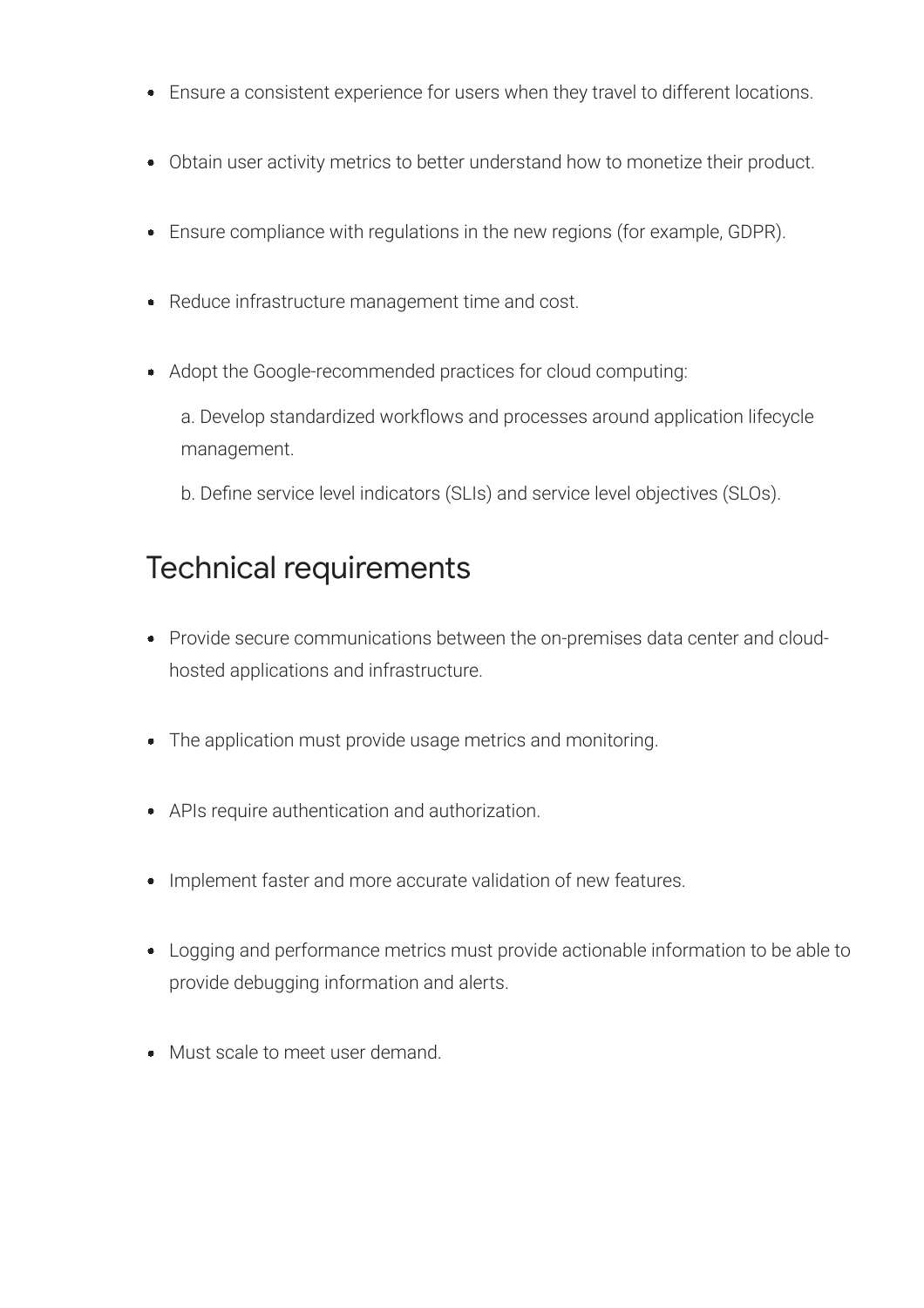- Ensure a consistent experience for users when they travel to different locations.
- Obtain user activity metrics to better understand how to monetize their product.
- Ensure compliance with regulations in the new regions (for example, GDPR).
- Reduce infrastructure management time and cost.
- Adopt the Google-recommended practices for cloud computing:

  a. Develop standardized workflows and processes around application lifecycle management.

  b. Define service level indicators (SLIs) and service level objectives (SLOs).

## Technical requirements

- Provide secure communications between the on-premises data center and cloud-hosted applications and infrastructure.
- The application must provide usage metrics and monitoring.
- APIs require authentication and authorization.
- Implement faster and more accurate validation of new features.
- Logging and performance metrics must provide actionable information to be able to provide debugging information and alerts.
- Must scale to meet user demand.